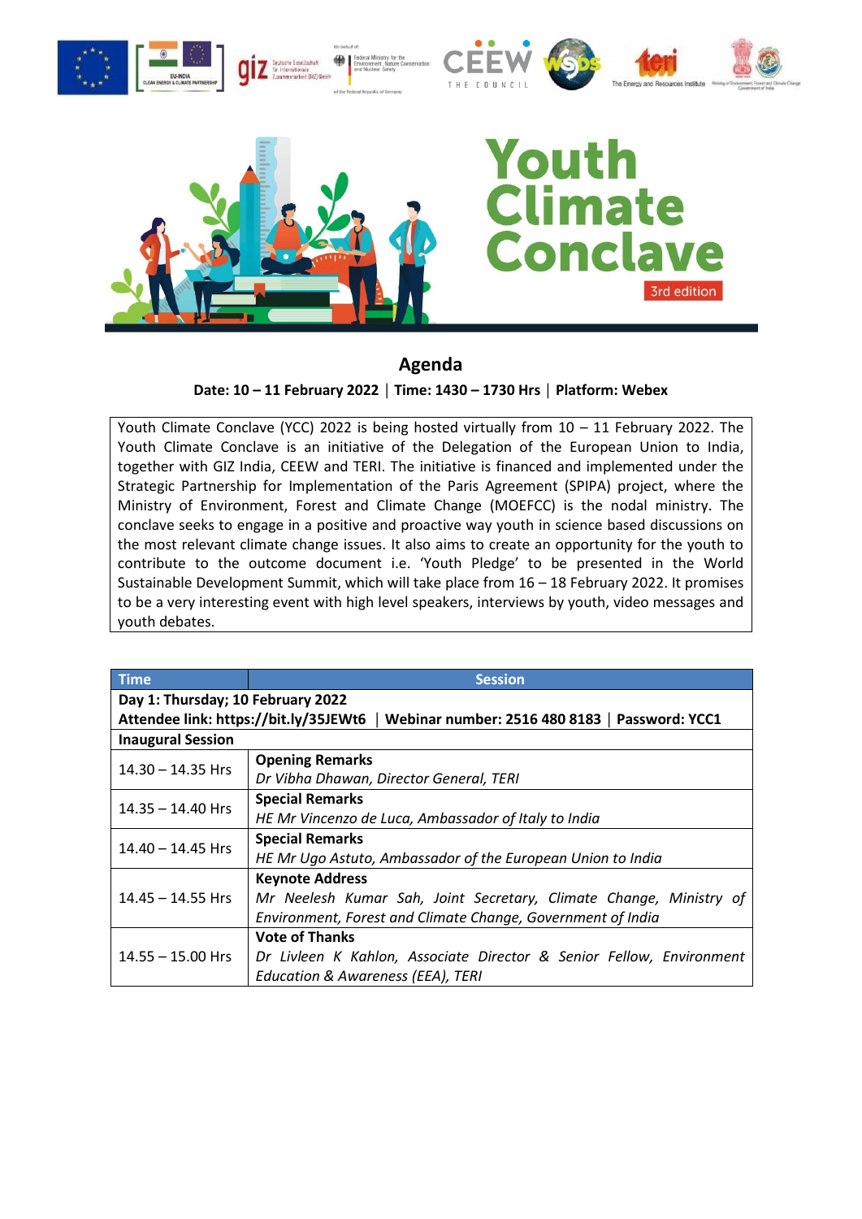# Youth Climate Conclave

3rd edition

## Agenda

**Date: 10 – 11 February 2022 | Time: 1430 – 1730 Hrs | Platform: Webex**

Youth Climate Conclave (YCC) 2022 is being hosted virtually from 10 – 11 February 2022. The Youth Climate Conclave is an initiative of the Delegation of the European Union to India, together with GIZ India, CEEW and TERI. The initiative is financed and implemented under the Strategic Partnership for Implementation of the Paris Agreement (SPIPA) project, where the Ministry of Environment, Forest and Climate Change (MOEFCC) is the nodal ministry. The conclave seeks to engage in a positive and proactive way youth in science based discussions on the most relevant climate change issues. It also aims to create an opportunity for the youth to contribute to the outcome document i.e. 'Youth Pledge' to be presented in the World Sustainable Development Summit, which will take place from 16 – 18 February 2022. It promises to be a very interesting event with high level speakers, interviews by youth, video messages and youth debates.

| Time | Session |
|---|---|
| **Day 1: Thursday; 10 February 2022** | |
| **Attendee link: https://bit.ly/35JEWt6 \| Webinar number: 2516 480 8183 \| Password: YCC1** | |
| **Inaugural Session** | |
| 14.30 – 14.35 Hrs | **Opening Remarks**<br>*Dr Vibha Dhawan, Director General, TERI* |
| 14.35 – 14.40 Hrs | **Special Remarks**<br>*HE Mr Vincenzo de Luca, Ambassador of Italy to India* |
| 14.40 – 14.45 Hrs | **Special Remarks**<br>*HE Mr Ugo Astuto, Ambassador of the European Union to India* |
| 14.45 – 14.55 Hrs | **Keynote Address**<br>*Mr Neelesh Kumar Sah, Joint Secretary, Climate Change, Ministry of Environment, Forest and Climate Change, Government of India* |
| 14.55 – 15.00 Hrs | **Vote of Thanks**<br>*Dr Livleen K Kahlon, Associate Director & Senior Fellow, Environment Education & Awareness (EEA), TERI* |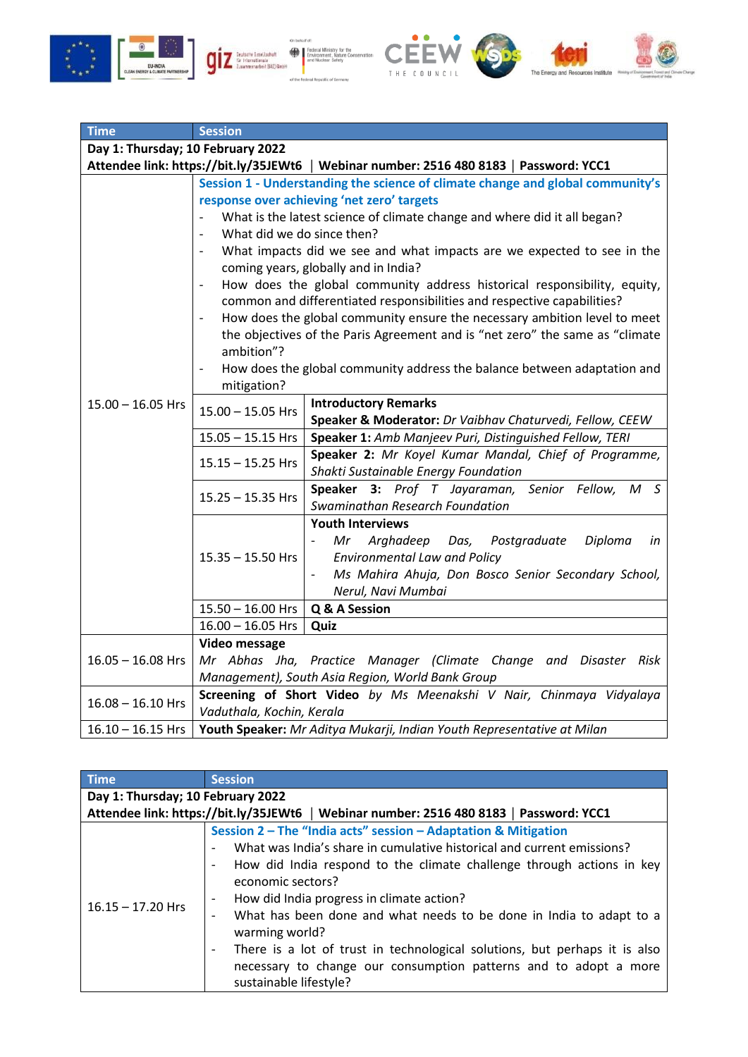| Time | Session | |
|---|---|---|
| **Day 1: Thursday; 10 February 2022**<br>**Attendee link: https://bit.ly/35JEWt6 \| Webinar number: 2516 480 8183 \| Password: YCC1** | | |
| 15.00 – 16.05 Hrs | **Session 1 - Understanding the science of climate change and global community's response over achieving 'net zero' targets**<br>- What is the latest science of climate change and where did it all began?<br>- What did we do since then?<br>- What impacts did we see and what impacts are we expected to see in the coming years, globally and in India?<br>- How does the global community address historical responsibility, equity, common and differentiated responsibilities and respective capabilities?<br>- How does the global community ensure the necessary ambition level to meet the objectives of the Paris Agreement and is "net zero" the same as "climate ambition"?<br>- How does the global community address the balance between adaptation and mitigation? | |
| | 15.00 – 15.05 Hrs | **Introductory Remarks**<br>**Speaker & Moderator:** *Dr Vaibhav Chaturvedi, Fellow, CEEW* |
| | 15.05 – 15.15 Hrs | **Speaker 1:** *Amb Manjeev Puri, Distinguished Fellow, TERI* |
| | 15.15 – 15.25 Hrs | **Speaker 2:** *Mr Koyel Kumar Mandal, Chief of Programme, Shakti Sustainable Energy Foundation* |
| | 15.25 – 15.35 Hrs | **Speaker 3:** *Prof T Jayaraman, Senior Fellow, M S Swaminathan Research Foundation* |
| | 15.35 – 15.50 Hrs | **Youth Interviews**<br>- *Mr Arghadeep Das, Postgraduate Diploma in Environmental Law and Policy*<br>- *Ms Mahira Ahuja, Don Bosco Senior Secondary School, Nerul, Navi Mumbai* |
| | 15.50 – 16.00 Hrs | **Q & A Session** |
| | 16.00 – 16.05 Hrs | **Quiz** |
| 16.05 – 16.08 Hrs | **Video message**<br>*Mr Abhas Jha, Practice Manager (Climate Change and Disaster Risk Management), South Asia Region, World Bank Group* | |
| 16.08 – 16.10 Hrs | **Screening of Short Video** *by Ms Meenakshi V Nair, Chinmaya Vidyalaya Vaduthala, Kochin, Kerala* | |
| 16.10 – 16.15 Hrs | **Youth Speaker:** *Mr Aditya Mukarji, Indian Youth Representative at Milan* | |

| Time | Session |
|---|---|
| **Day 1: Thursday; 10 February 2022**<br>**Attendee link: https://bit.ly/35JEWt6 \| Webinar number: 2516 480 8183 \| Password: YCC1** | |
| 16.15 – 17.20 Hrs | **Session 2 – The "India acts" session – Adaptation & Mitigation**<br>- What was India's share in cumulative historical and current emissions?<br>- How did India respond to the climate challenge through actions in key economic sectors?<br>- How did India progress in climate action?<br>- What has been done and what needs to be done in India to adapt to a warming world?<br>- There is a lot of trust in technological solutions, but perhaps it is also necessary to change our consumption patterns and to adopt a more sustainable lifestyle? |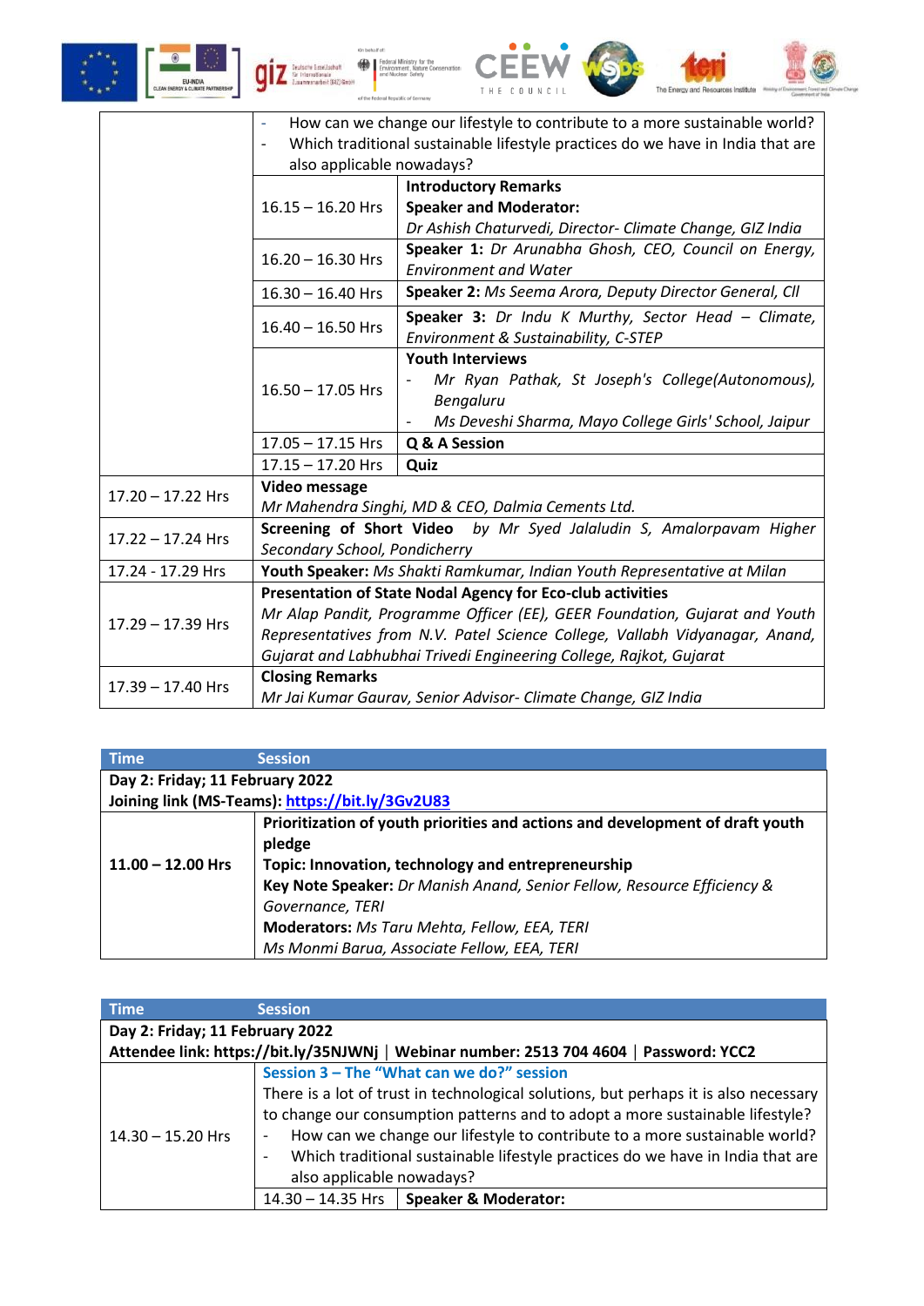| | | |
|---|---|---|
| | - How can we change our lifestyle to contribute to a more sustainable world?<br>- Which traditional sustainable lifestyle practices do we have in India that are also applicable nowadays? | |
| | 16.15 – 16.20 Hrs | **Introductory Remarks**<br>**Speaker and Moderator:**<br>*Dr Ashish Chaturvedi, Director- Climate Change, GIZ India* |
| | 16.20 – 16.30 Hrs | **Speaker 1:** *Dr Arunabha Ghosh, CEO, Council on Energy, Environment and Water* |
| | 16.30 – 16.40 Hrs | **Speaker 2:** *Ms Seema Arora, Deputy Director General, CII* |
| | 16.40 – 16.50 Hrs | **Speaker 3:** *Dr Indu K Murthy, Sector Head – Climate, Environment & Sustainability, C-STEP* |
| | 16.50 – 17.05 Hrs | **Youth Interviews**<br>- *Mr Ryan Pathak, St Joseph's College(Autonomous), Bengaluru*<br>- *Ms Deveshi Sharma, Mayo College Girls' School, Jaipur* |
| | 17.05 – 17.15 Hrs | **Q & A Session** |
| | 17.15 – 17.20 Hrs | **Quiz** |
| 17.20 – 17.22 Hrs | **Video message**<br>*Mr Mahendra Singhi, MD & CEO, Dalmia Cements Ltd.* | |
| 17.22 – 17.24 Hrs | **Screening of Short Video** *by Mr Syed Jalaludin S, Amalorpavam Higher Secondary School, Pondicherry* | |
| 17.24 - 17.29 Hrs | **Youth Speaker:** *Ms Shakti Ramkumar, Indian Youth Representative at Milan* | |
| 17.29 – 17.39 Hrs | **Presentation of State Nodal Agency for Eco-club activities**<br>*Mr Alap Pandit, Programme Officer (EE), GEER Foundation, Gujarat and Youth Representatives from N.V. Patel Science College, Vallabh Vidyanagar, Anand, Gujarat and Labhubhai Trivedi Engineering College, Rajkot, Gujarat* | |
| 17.39 – 17.40 Hrs | **Closing Remarks**<br>*Mr Jai Kumar Gaurav, Senior Advisor- Climate Change, GIZ India* | |

| Time | Session |
|---|---|
| **Day 2: Friday; 11 February 2022**<br>**Joining link (MS-Teams): https://bit.ly/3Gv2U83** | |
| **11.00 – 12.00 Hrs** | **Prioritization of youth priorities and actions and development of draft youth pledge**<br>**Topic: Innovation, technology and entrepreneurship**<br>**Key Note Speaker:** *Dr Manish Anand, Senior Fellow, Resource Efficiency & Governance, TERI*<br>**Moderators:** *Ms Taru Mehta, Fellow, EEA, TERI*<br>*Ms Monmi Barua, Associate Fellow, EEA, TERI* |

| Time | Session | |
|---|---|---|
| **Day 2: Friday; 11 February 2022**<br>**Attendee link: https://bit.ly/35NJWNj \| Webinar number: 2513 704 4604 \| Password: YCC2** | | |
| 14.30 – 15.20 Hrs | **Session 3 – The "What can we do?" session**<br>There is a lot of trust in technological solutions, but perhaps it is also necessary to change our consumption patterns and to adopt a more sustainable lifestyle?<br>- How can we change our lifestyle to contribute to a more sustainable world?<br>- Which traditional sustainable lifestyle practices do we have in India that are also applicable nowadays? | |
| | 14.30 – 14.35 Hrs | **Speaker & Moderator:** |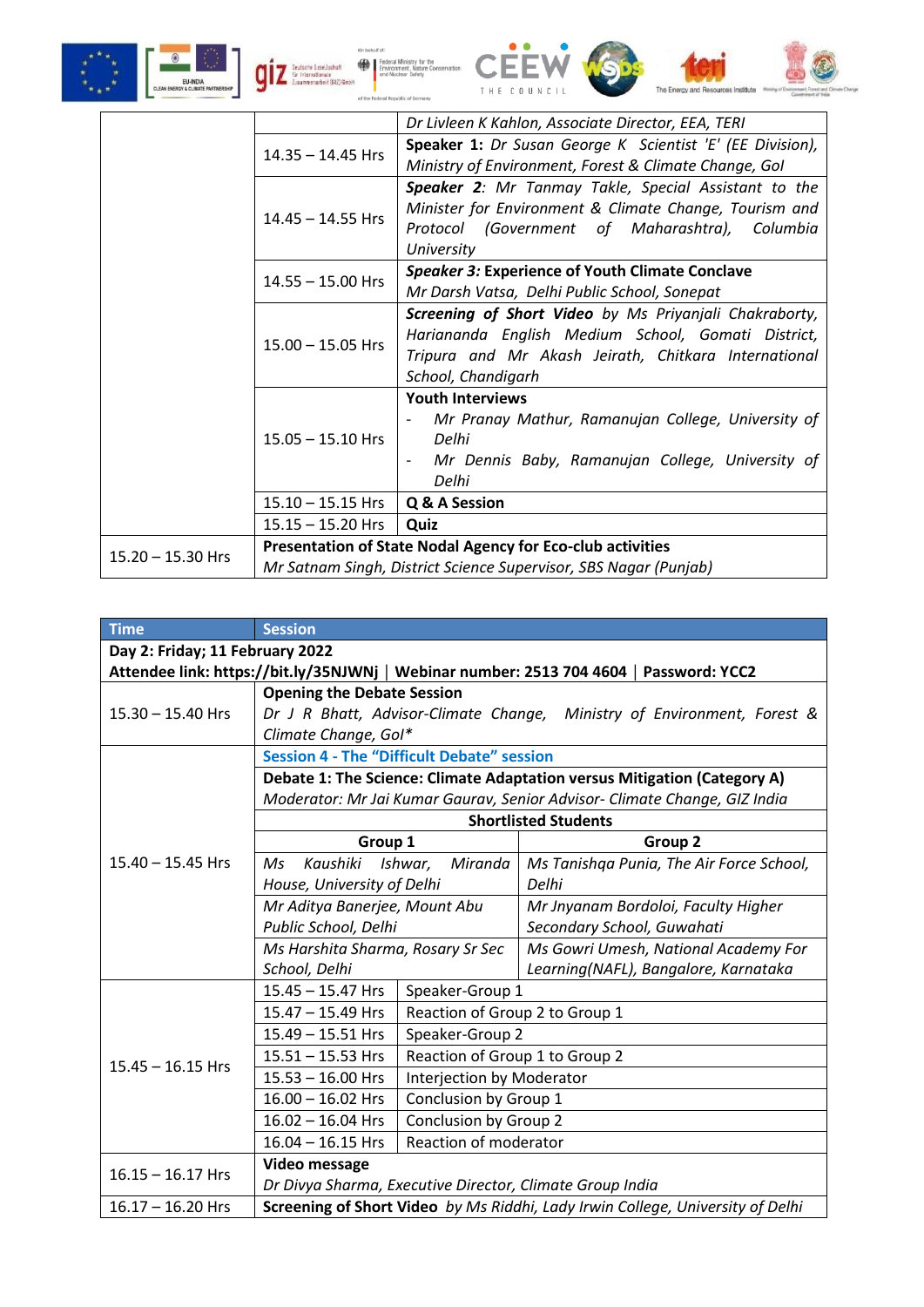| | | |
|---|---|---|
| | | *Dr Livleen K Kahlon, Associate Director, EEA, TERI* |
| | 14.35 – 14.45 Hrs | **Speaker 1:** *Dr Susan George K Scientist 'E' (EE Division), Ministry of Environment, Forest & Climate Change, GoI* |
| | 14.45 – 14.55 Hrs | ***Speaker 2**: Mr Tanmay Takle, Special Assistant to the Minister for Environment & Climate Change, Tourism and Protocol (Government of Maharashtra), Columbia University* |
| | 14.55 – 15.00 Hrs | ***Speaker 3:*** **Experience of Youth Climate Conclave** *Mr Darsh Vatsa, Delhi Public School, Sonepat* |
| | 15.00 – 15.05 Hrs | ***Screening of Short Video** by Ms Priyanjali Chakraborty, Hariananda English Medium School, Gomati District, Tripura and Mr Akash Jeirath, Chitkara International School, Chandigarh* |
| | 15.05 – 15.10 Hrs | **Youth Interviews** - *Mr Pranay Mathur, Ramanujan College, University of Delhi* - *Mr Dennis Baby, Ramanujan College, University of Delhi* |
| | 15.10 – 15.15 Hrs | **Q & A Session** |
| | 15.15 – 15.20 Hrs | **Quiz** |
| 15.20 – 15.30 Hrs | **Presentation of State Nodal Agency for Eco-club activities** *Mr Satnam Singh, District Science Supervisor, SBS Nagar (Punjab)* | |

| Time | Session | |
|---|---|---|
| **Day 2: Friday; 11 February 2022** **Attendee link: https://bit.ly/35NJWNj \| Webinar number: 2513 704 4604 \| Password: YCC2** | | |
| 15.30 – 15.40 Hrs | **Opening the Debate Session** *Dr J R Bhatt, Advisor-Climate Change, Ministry of Environment, Forest & Climate Change, GoI\** | |
| 15.40 – 15.45 Hrs | **Session 4 - The "Difficult Debate" session** | |
| | **Debate 1: The Science: Climate Adaptation versus Mitigation (Category A)** *Moderator: Mr Jai Kumar Gaurav, Senior Advisor- Climate Change, GIZ India* | |
| | **Shortlisted Students** | |
| | **Group 1** | **Group 2** |
| | *Ms Kaushiki Ishwar, Miranda House, University of Delhi* | *Ms Tanishqa Punia, The Air Force School, Delhi* |
| | *Mr Aditya Banerjee, Mount Abu Public School, Delhi* | *Mr Jnyanam Bordoloi, Faculty Higher Secondary School, Guwahati* |
| | *Ms Harshita Sharma, Rosary Sr Sec School, Delhi* | *Ms Gowri Umesh, National Academy For Learning(NAFL), Bangalore, Karnataka* |
| 15.45 – 16.15 Hrs | 15.45 – 15.47 Hrs | Speaker-Group 1 |
| | 15.47 – 15.49 Hrs | Reaction of Group 2 to Group 1 |
| | 15.49 – 15.51 Hrs | Speaker-Group 2 |
| | 15.51 – 15.53 Hrs | Reaction of Group 1 to Group 2 |
| | 15.53 – 16.00 Hrs | Interjection by Moderator |
| | 16.00 – 16.02 Hrs | Conclusion by Group 1 |
| | 16.02 – 16.04 Hrs | Conclusion by Group 2 |
| | 16.04 – 16.15 Hrs | Reaction of moderator |
| 16.15 – 16.17 Hrs | **Video message** *Dr Divya Sharma, Executive Director, Climate Group India* | |
| 16.17 – 16.20 Hrs | **Screening of Short Video** *by Ms Riddhi, Lady Irwin College, University of Delhi* | |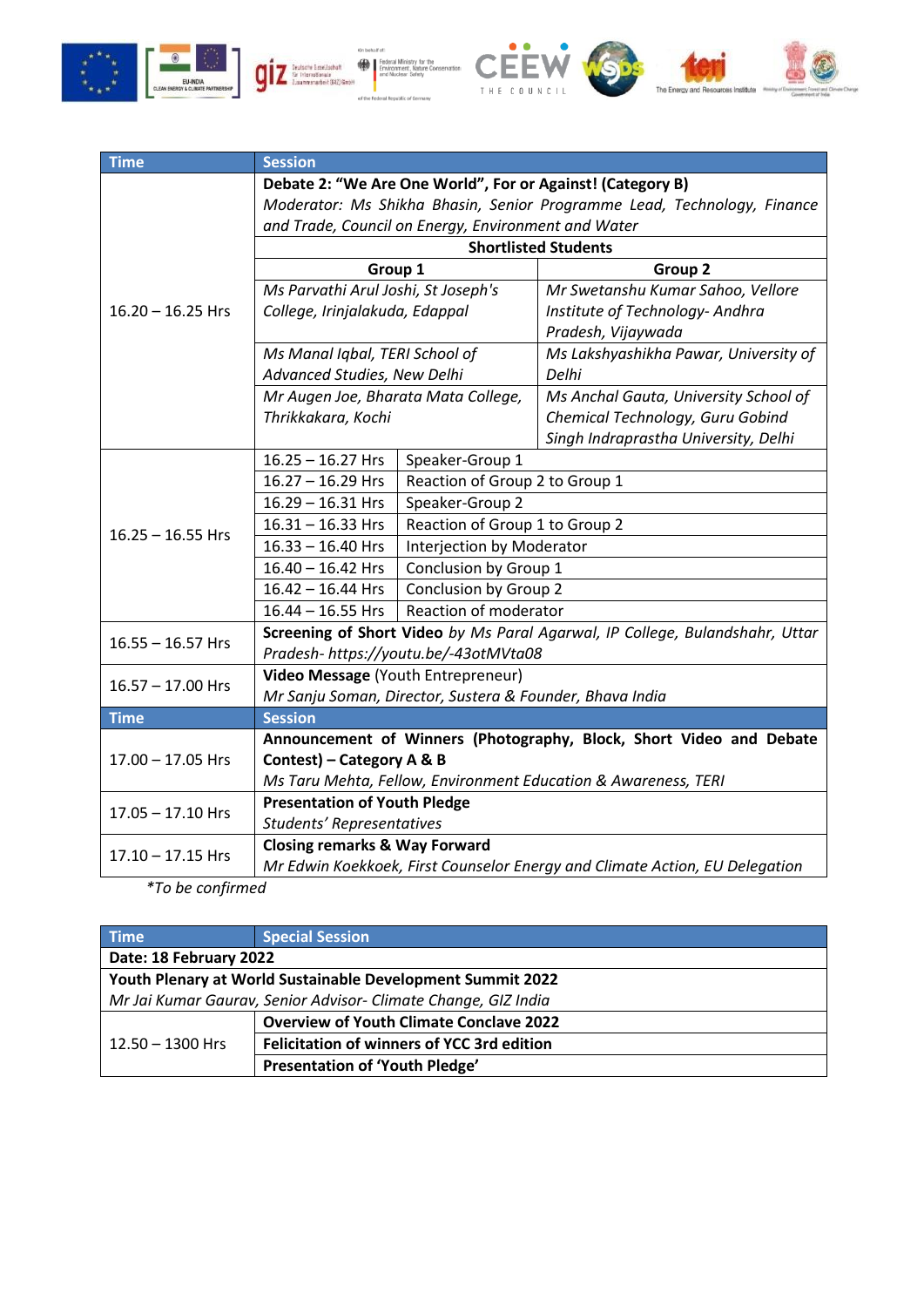| Time | Session | | |
|---|---|---|---|
| 16.20 – 16.25 Hrs | **Debate 2: "We Are One World", For or Against! (Category B)**<br>*Moderator: Ms Shikha Bhasin, Senior Programme Lead, Technology, Finance and Trade, Council on Energy, Environment and Water* | | |
| | **Shortlisted Students** | | |
| | **Group 1** | | **Group 2** |
| | *Ms Parvathi Arul Joshi, St Joseph's College, Irinjalakuda, Edappal* | | *Mr Swetanshu Kumar Sahoo, Vellore Institute of Technology- Andhra Pradesh, Vijaywada* |
| | *Ms Manal Iqbal, TERI School of Advanced Studies, New Delhi* | | *Ms Lakshyashikha Pawar, University of Delhi* |
| | *Mr Augen Joe, Bharata Mata College, Thrikkakara, Kochi* | | *Ms Anchal Gauta, University School of Chemical Technology, Guru Gobind Singh Indraprastha University, Delhi* |
| 16.25 – 16.55 Hrs | 16.25 – 16.27 Hrs | Speaker-Group 1 | |
| | 16.27 – 16.29 Hrs | Reaction of Group 2 to Group 1 | |
| | 16.29 – 16.31 Hrs | Speaker-Group 2 | |
| | 16.31 – 16.33 Hrs | Reaction of Group 1 to Group 2 | |
| | 16.33 – 16.40 Hrs | Interjection by Moderator | |
| | 16.40 – 16.42 Hrs | Conclusion by Group 1 | |
| | 16.42 – 16.44 Hrs | Conclusion by Group 2 | |
| | 16.44 – 16.55 Hrs | Reaction of moderator | |
| 16.55 – 16.57 Hrs | **Screening of Short Video** *by Ms Paral Agarwal, IP College, Bulandshahr, Uttar Pradesh- https://youtu.be/-43otMVta08* | | |
| 16.57 – 17.00 Hrs | **Video Message** (Youth Entrepreneur)<br>*Mr Sanju Soman, Director, Sustera & Founder, Bhava India* | | |
| **Time** | **Session** | | |
| 17.00 – 17.05 Hrs | **Announcement of Winners (Photography, Block, Short Video and Debate Contest) – Category A & B**<br>*Ms Taru Mehta, Fellow, Environment Education & Awareness, TERI* | | |
| 17.05 – 17.10 Hrs | **Presentation of Youth Pledge**<br>*Students' Representatives* | | |
| 17.10 – 17.15 Hrs | **Closing remarks & Way Forward**<br>*Mr Edwin Koekkoek, First Counselor Energy and Climate Action, EU Delegation* | | |

*\*To be confirmed*

| Time | Special Session |
|---|---|
| **Date: 18 February 2022** | |
| **Youth Plenary at World Sustainable Development Summit 2022**<br>*Mr Jai Kumar Gaurav, Senior Advisor- Climate Change, GIZ India* | |
| 12.50 – 1300 Hrs | **Overview of Youth Climate Conclave 2022** |
| | **Felicitation of winners of YCC 3rd edition** |
| | **Presentation of 'Youth Pledge'** |